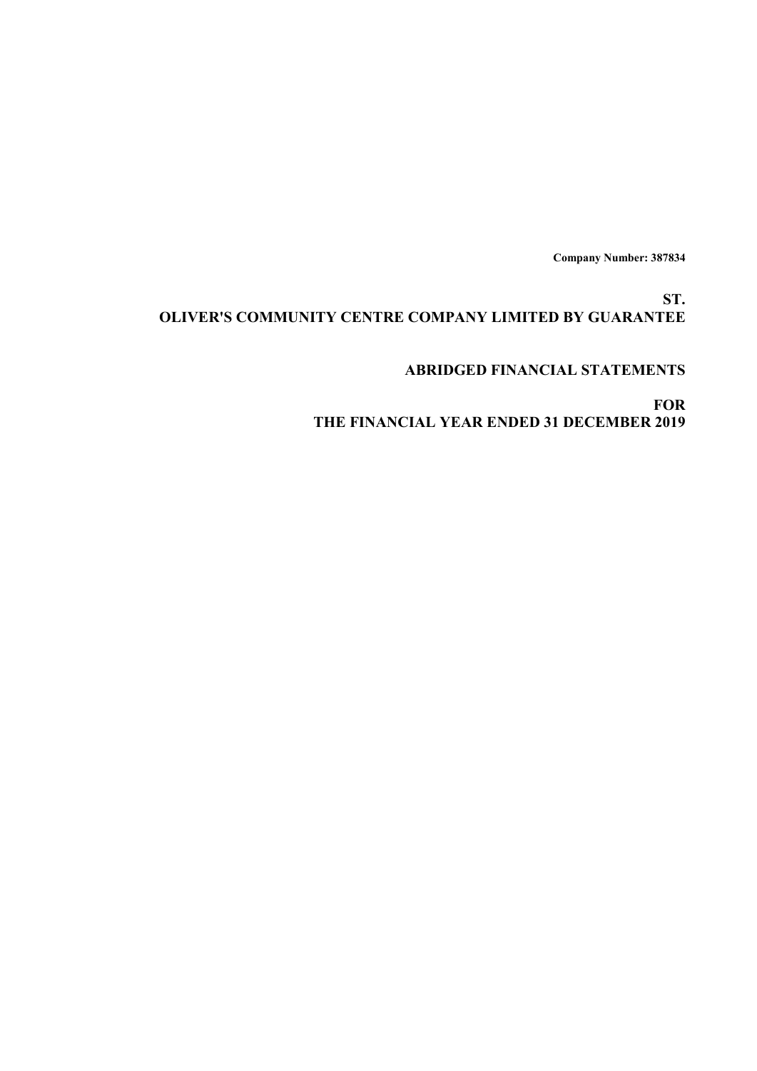**Company Number: 387834**

# ST. OLIVER'S COMMUNITY CENTRE COMPANY LIMITED BY GUARANTEE

## ABRIDGED FINANCIAL STATEMENTS

## FOR THE FINANCIAL YEAR ENDED 31 DECEMBER 2019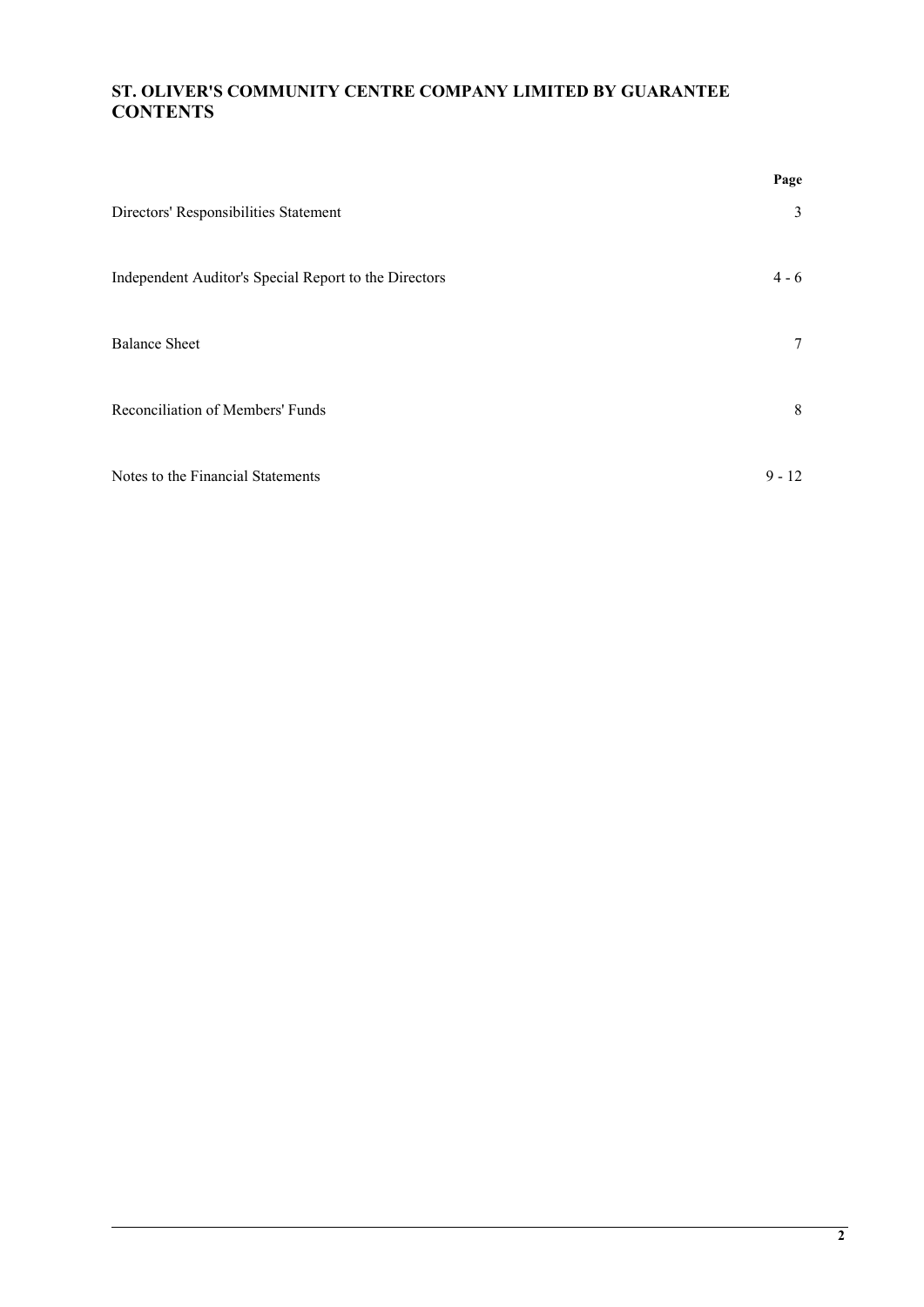# ST. OLIVER'S COMMUNITY CENTRE COMPANY LIMITED BY GUARANTEE
# CONTENTS

| | Page |
|---|---|
| Directors' Responsibilities Statement | 3 |
| Independent Auditor's Special Report to the Directors | 4 - 6 |
| Balance Sheet | 7 |
| Reconciliation of Members' Funds | 8 |
| Notes to the Financial Statements | 9 - 12 |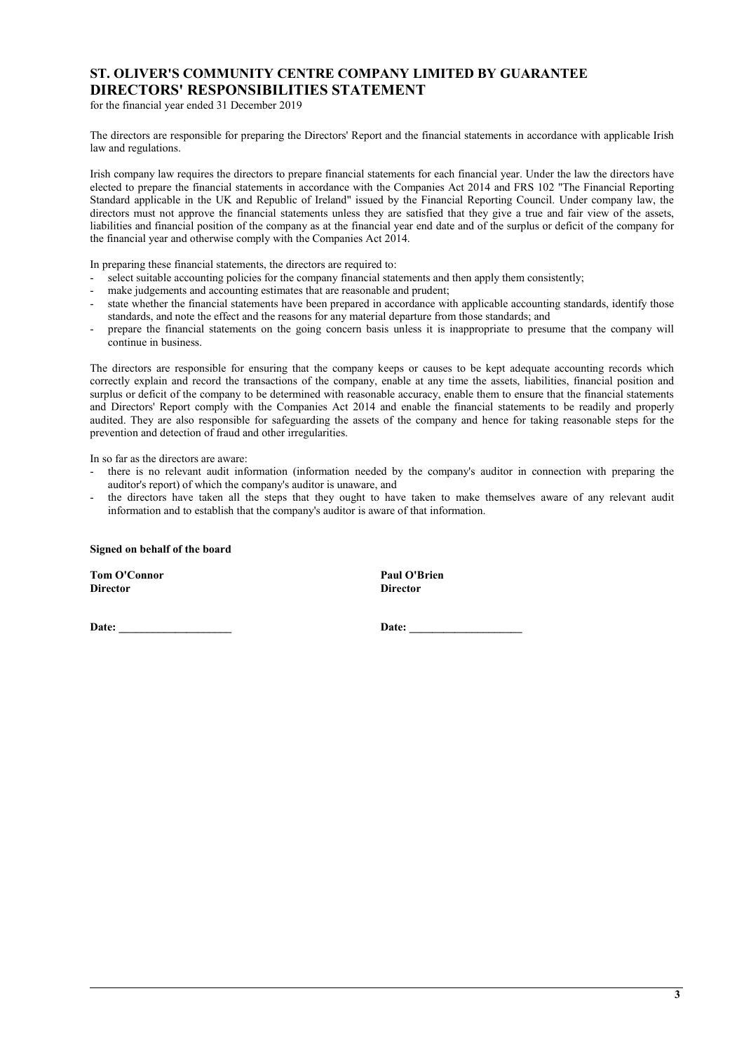# ST. OLIVER'S COMMUNITY CENTRE COMPANY LIMITED BY GUARANTEE
# DIRECTORS' RESPONSIBILITIES STATEMENT

for the financial year ended 31 December 2019

The directors are responsible for preparing the Directors' Report and the financial statements in accordance with applicable Irish law and regulations.

Irish company law requires the directors to prepare financial statements for each financial year. Under the law the directors have elected to prepare the financial statements in accordance with the Companies Act 2014 and FRS 102 "The Financial Reporting Standard applicable in the UK and Republic of Ireland" issued by the Financial Reporting Council. Under company law, the directors must not approve the financial statements unless they are satisfied that they give a true and fair view of the assets, liabilities and financial position of the company as at the financial year end date and of the surplus or deficit of the company for the financial year and otherwise comply with the Companies Act 2014.

In preparing these financial statements, the directors are required to:

- select suitable accounting policies for the company financial statements and then apply them consistently;
- make judgements and accounting estimates that are reasonable and prudent;
- state whether the financial statements have been prepared in accordance with applicable accounting standards, identify those standards, and note the effect and the reasons for any material departure from those standards; and
- prepare the financial statements on the going concern basis unless it is inappropriate to presume that the company will continue in business.

The directors are responsible for ensuring that the company keeps or causes to be kept adequate accounting records which correctly explain and record the transactions of the company, enable at any time the assets, liabilities, financial position and surplus or deficit of the company to be determined with reasonable accuracy, enable them to ensure that the financial statements and Directors' Report comply with the Companies Act 2014 and enable the financial statements to be readily and properly audited. They are also responsible for safeguarding the assets of the company and hence for taking reasonable steps for the prevention and detection of fraud and other irregularities.

In so far as the directors are aware:

- there is no relevant audit information (information needed by the company's auditor in connection with preparing the auditor's report) of which the company's auditor is unaware, and
- the directors have taken all the steps that they ought to have taken to make themselves aware of any relevant audit information and to establish that the company's auditor is aware of that information.

**Signed on behalf of the board**

| | |
|---|---|
| **Tom O'Connor** | **Paul O'Brien** |
| **Director** | **Director** |
| | |
| **Date: ____________________** | **Date: ____________________** |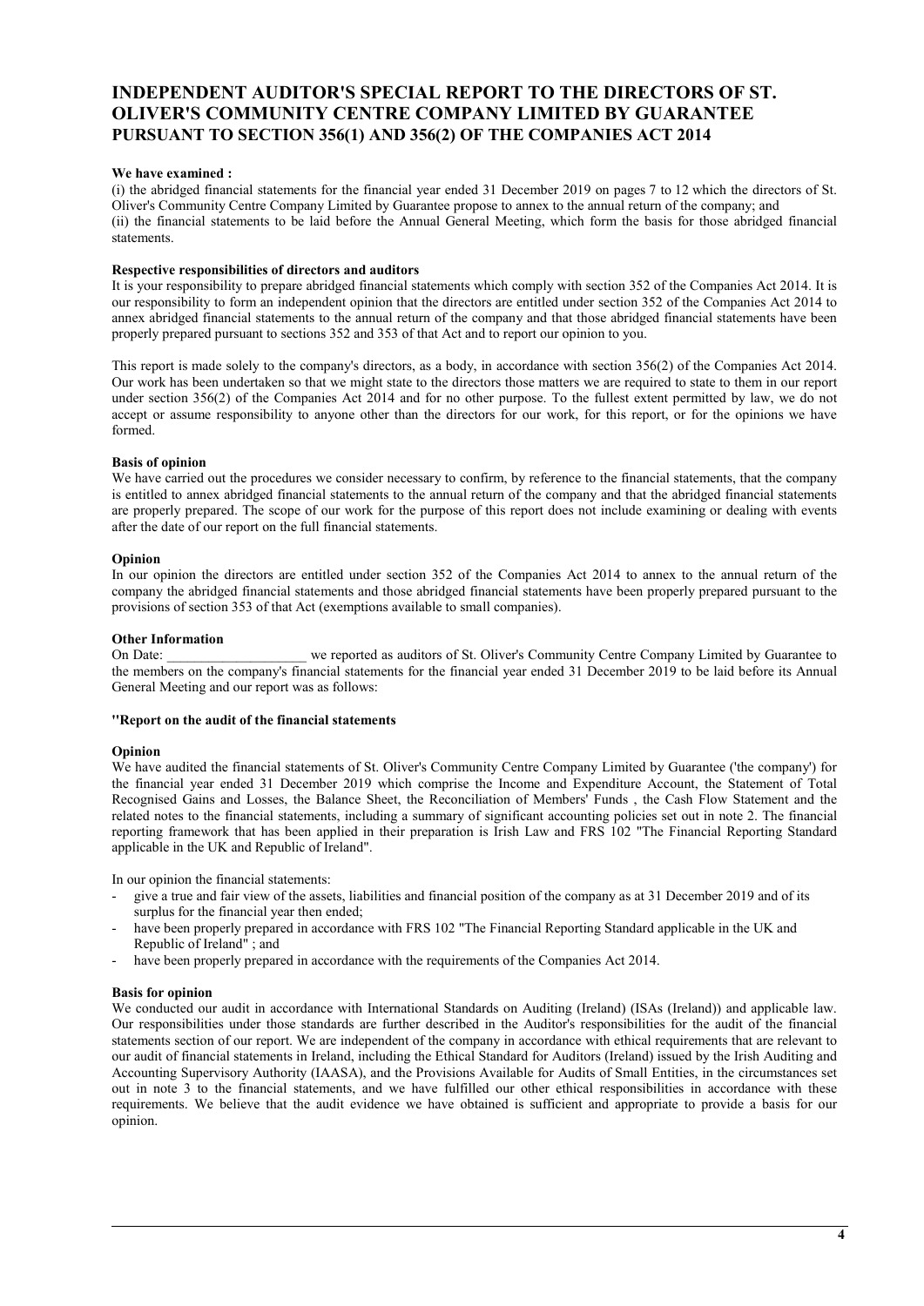# INDEPENDENT AUDITOR'S SPECIAL REPORT TO THE DIRECTORS OF ST. OLIVER'S COMMUNITY CENTRE COMPANY LIMITED BY GUARANTEE PURSUANT TO SECTION 356(1) AND 356(2) OF THE COMPANIES ACT 2014

**We have examined :**

(i) the abridged financial statements for the financial year ended 31 December 2019 on pages 7 to 12 which the directors of St. Oliver's Community Centre Company Limited by Guarantee propose to annex to the annual return of the company; and

(ii) the financial statements to be laid before the Annual General Meeting, which form the basis for those abridged financial statements.

**Respective responsibilities of directors and auditors**

It is your responsibility to prepare abridged financial statements which comply with section 352 of the Companies Act 2014. It is our responsibility to form an independent opinion that the directors are entitled under section 352 of the Companies Act 2014 to annex abridged financial statements to the annual return of the company and that those abridged financial statements have been properly prepared pursuant to sections 352 and 353 of that Act and to report our opinion to you.

This report is made solely to the company's directors, as a body, in accordance with section 356(2) of the Companies Act 2014. Our work has been undertaken so that we might state to the directors those matters we are required to state to them in our report under section 356(2) of the Companies Act 2014 and for no other purpose. To the fullest extent permitted by law, we do not accept or assume responsibility to anyone other than the directors for our work, for this report, or for the opinions we have formed.

**Basis of opinion**

We have carried out the procedures we consider necessary to confirm, by reference to the financial statements, that the company is entitled to annex abridged financial statements to the annual return of the company and that the abridged financial statements are properly prepared. The scope of our work for the purpose of this report does not include examining or dealing with events after the date of our report on the full financial statements.

**Opinion**

In our opinion the directors are entitled under section 352 of the Companies Act 2014 to annex to the annual return of the company the abridged financial statements and those abridged financial statements have been properly prepared pursuant to the provisions of section 353 of that Act (exemptions available to small companies).

**Other Information**

On Date: ____________________ we reported as auditors of St. Oliver's Community Centre Company Limited by Guarantee to the members on the company's financial statements for the financial year ended 31 December 2019 to be laid before its Annual General Meeting and our report was as follows:

**"Report on the audit of the financial statements**

**Opinion**

We have audited the financial statements of St. Oliver's Community Centre Company Limited by Guarantee ('the company') for the financial year ended 31 December 2019 which comprise the Income and Expenditure Account, the Statement of Total Recognised Gains and Losses, the Balance Sheet, the Reconciliation of Members' Funds , the Cash Flow Statement and the related notes to the financial statements, including a summary of significant accounting policies set out in note 2. The financial reporting framework that has been applied in their preparation is Irish Law and FRS 102 "The Financial Reporting Standard applicable in the UK and Republic of Ireland".

In our opinion the financial statements:

- give a true and fair view of the assets, liabilities and financial position of the company as at 31 December 2019 and of its surplus for the financial year then ended;
- have been properly prepared in accordance with FRS 102 "The Financial Reporting Standard applicable in the UK and Republic of Ireland" ; and
- have been properly prepared in accordance with the requirements of the Companies Act 2014.

**Basis for opinion**

We conducted our audit in accordance with International Standards on Auditing (Ireland) (ISAs (Ireland)) and applicable law. Our responsibilities under those standards are further described in the Auditor's responsibilities for the audit of the financial statements section of our report. We are independent of the company in accordance with ethical requirements that are relevant to our audit of financial statements in Ireland, including the Ethical Standard for Auditors (Ireland) issued by the Irish Auditing and Accounting Supervisory Authority (IAASA), and the Provisions Available for Audits of Small Entities, in the circumstances set out in note 3 to the financial statements, and we have fulfilled our other ethical responsibilities in accordance with these requirements. We believe that the audit evidence we have obtained is sufficient and appropriate to provide a basis for our opinion.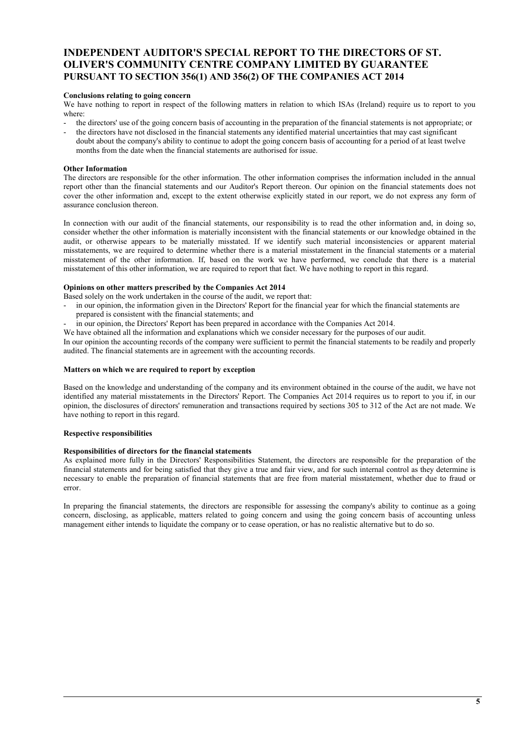# INDEPENDENT AUDITOR'S SPECIAL REPORT TO THE DIRECTORS OF ST. OLIVER'S COMMUNITY CENTRE COMPANY LIMITED BY GUARANTEE PURSUANT TO SECTION 356(1) AND 356(2) OF THE COMPANIES ACT 2014

**Conclusions relating to going concern**

We have nothing to report in respect of the following matters in relation to which ISAs (Ireland) require us to report to you where:

- the directors' use of the going concern basis of accounting in the preparation of the financial statements is not appropriate; or
- the directors have not disclosed in the financial statements any identified material uncertainties that may cast significant doubt about the company's ability to continue to adopt the going concern basis of accounting for a period of at least twelve months from the date when the financial statements are authorised for issue.

**Other Information**

The directors are responsible for the other information. The other information comprises the information included in the annual report other than the financial statements and our Auditor's Report thereon. Our opinion on the financial statements does not cover the other information and, except to the extent otherwise explicitly stated in our report, we do not express any form of assurance conclusion thereon.

In connection with our audit of the financial statements, our responsibility is to read the other information and, in doing so, consider whether the other information is materially inconsistent with the financial statements or our knowledge obtained in the audit, or otherwise appears to be materially misstated. If we identify such material inconsistencies or apparent material misstatements, we are required to determine whether there is a material misstatement in the financial statements or a material misstatement of the other information. If, based on the work we have performed, we conclude that there is a material misstatement of this other information, we are required to report that fact. We have nothing to report in this regard.

**Opinions on other matters prescribed by the Companies Act 2014**

Based solely on the work undertaken in the course of the audit, we report that:

- in our opinion, the information given in the Directors' Report for the financial year for which the financial statements are prepared is consistent with the financial statements; and
- in our opinion, the Directors' Report has been prepared in accordance with the Companies Act 2014.

We have obtained all the information and explanations which we consider necessary for the purposes of our audit.

In our opinion the accounting records of the company were sufficient to permit the financial statements to be readily and properly audited. The financial statements are in agreement with the accounting records.

**Matters on which we are required to report by exception**

Based on the knowledge and understanding of the company and its environment obtained in the course of the audit, we have not identified any material misstatements in the Directors' Report. The Companies Act 2014 requires us to report to you if, in our opinion, the disclosures of directors' remuneration and transactions required by sections 305 to 312 of the Act are not made. We have nothing to report in this regard.

**Respective responsibilities**

**Responsibilities of directors for the financial statements**

As explained more fully in the Directors' Responsibilities Statement, the directors are responsible for the preparation of the financial statements and for being satisfied that they give a true and fair view, and for such internal control as they determine is necessary to enable the preparation of financial statements that are free from material misstatement, whether due to fraud or error.

In preparing the financial statements, the directors are responsible for assessing the company's ability to continue as a going concern, disclosing, as applicable, matters related to going concern and using the going concern basis of accounting unless management either intends to liquidate the company or to cease operation, or has no realistic alternative but to do so.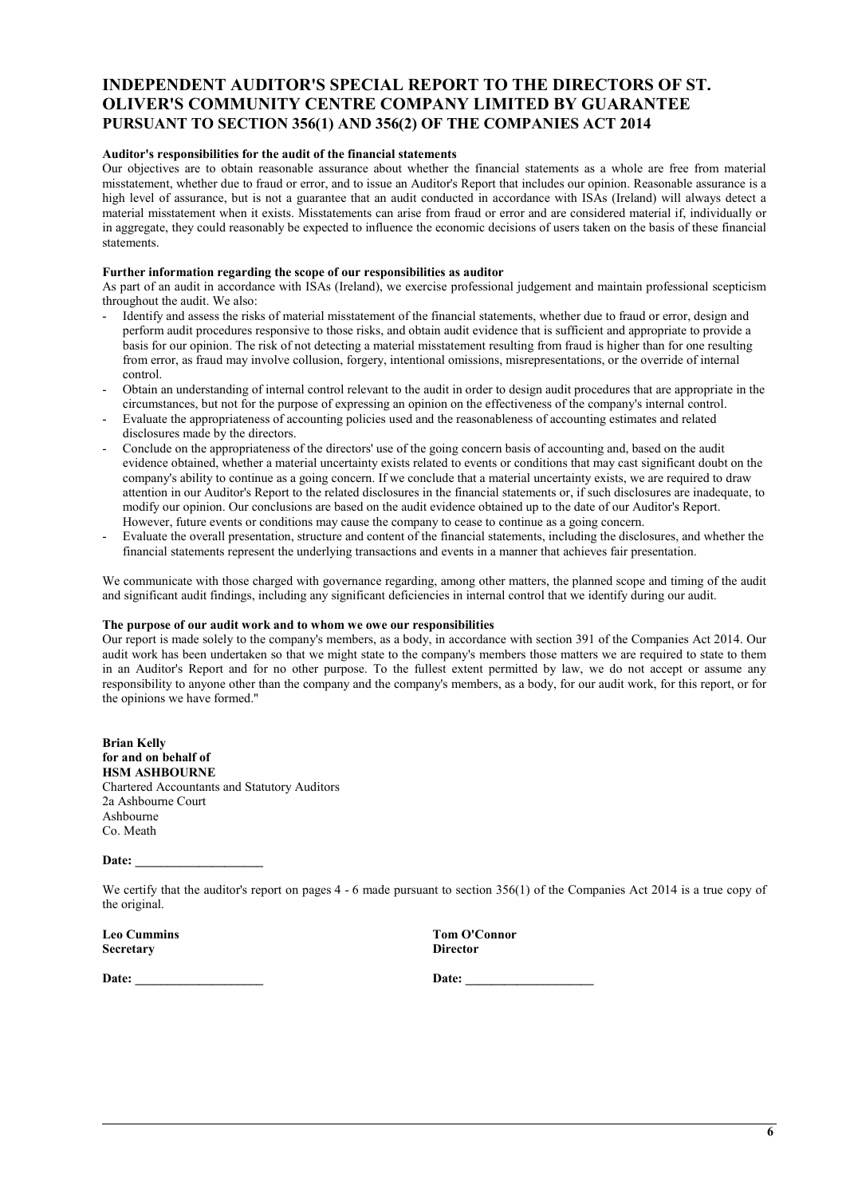## INDEPENDENT AUDITOR'S SPECIAL REPORT TO THE DIRECTORS OF ST. OLIVER'S COMMUNITY CENTRE COMPANY LIMITED BY GUARANTEE PURSUANT TO SECTION 356(1) AND 356(2) OF THE COMPANIES ACT 2014

**Auditor's responsibilities for the audit of the financial statements**

Our objectives are to obtain reasonable assurance about whether the financial statements as a whole are free from material misstatement, whether due to fraud or error, and to issue an Auditor's Report that includes our opinion. Reasonable assurance is a high level of assurance, but is not a guarantee that an audit conducted in accordance with ISAs (Ireland) will always detect a material misstatement when it exists. Misstatements can arise from fraud or error and are considered material if, individually or in aggregate, they could reasonably be expected to influence the economic decisions of users taken on the basis of these financial statements.

**Further information regarding the scope of our responsibilities as auditor**

As part of an audit in accordance with ISAs (Ireland), we exercise professional judgement and maintain professional scepticism throughout the audit. We also:

- Identify and assess the risks of material misstatement of the financial statements, whether due to fraud or error, design and perform audit procedures responsive to those risks, and obtain audit evidence that is sufficient and appropriate to provide a basis for our opinion. The risk of not detecting a material misstatement resulting from fraud is higher than for one resulting from error, as fraud may involve collusion, forgery, intentional omissions, misrepresentations, or the override of internal control.
- Obtain an understanding of internal control relevant to the audit in order to design audit procedures that are appropriate in the circumstances, but not for the purpose of expressing an opinion on the effectiveness of the company's internal control.
- Evaluate the appropriateness of accounting policies used and the reasonableness of accounting estimates and related disclosures made by the directors.
- Conclude on the appropriateness of the directors' use of the going concern basis of accounting and, based on the audit evidence obtained, whether a material uncertainty exists related to events or conditions that may cast significant doubt on the company's ability to continue as a going concern. If we conclude that a material uncertainty exists, we are required to draw attention in our Auditor's Report to the related disclosures in the financial statements or, if such disclosures are inadequate, to modify our opinion. Our conclusions are based on the audit evidence obtained up to the date of our Auditor's Report. However, future events or conditions may cause the company to cease to continue as a going concern.
- Evaluate the overall presentation, structure and content of the financial statements, including the disclosures, and whether the financial statements represent the underlying transactions and events in a manner that achieves fair presentation.

We communicate with those charged with governance regarding, among other matters, the planned scope and timing of the audit and significant audit findings, including any significant deficiencies in internal control that we identify during our audit.

**The purpose of our audit work and to whom we owe our responsibilities**

Our report is made solely to the company's members, as a body, in accordance with section 391 of the Companies Act 2014. Our audit work has been undertaken so that we might state to the company's members those matters we are required to state to them in an Auditor's Report and for no other purpose. To the fullest extent permitted by law, we do not accept or assume any responsibility to anyone other than the company and the company's members, as a body, for our audit work, for this report, or for the opinions we have formed."

**Brian Kelly**
**for and on behalf of**
**HSM ASHBOURNE**
Chartered Accountants and Statutory Auditors
2a Ashbourne Court
Ashbourne
Co. Meath

**Date:** ____________________

We certify that the auditor's report on pages 4 - 6 made pursuant to section 356(1) of the Companies Act 2014 is a true copy of the original.

**Leo Cummins**
**Secretary**

**Date:** ____________________

**Tom O'Connor**
**Director**

**Date:** ____________________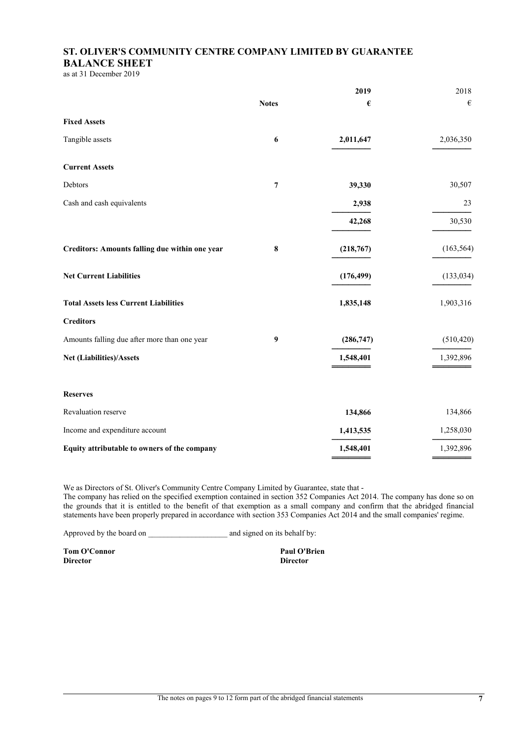# ST. OLIVER'S COMMUNITY CENTRE COMPANY LIMITED BY GUARANTEE
## BALANCE SHEET

as at 31 December 2019

| | Notes | 2019 € | 2018 € |
|---|---|---|---|
| **Fixed Assets** | | | |
| Tangible assets | 6 | 2,011,647 | 2,036,350 |
| **Current Assets** | | | |
| Debtors | 7 | 39,330 | 30,507 |
| Cash and cash equivalents | | 2,938 | 23 |
| | | 42,268 | 30,530 |
| **Creditors: Amounts falling due within one year** | 8 | (218,767) | (163,564) |
| **Net Current Liabilities** | | (176,499) | (133,034) |
| **Total Assets less Current Liabilities** | | 1,835,148 | 1,903,316 |
| **Creditors** | | | |
| Amounts falling due after more than one year | 9 | (286,747) | (510,420) |
| **Net (Liabilities)/Assets** | | 1,548,401 | 1,392,896 |
| **Reserves** | | | |
| Revaluation reserve | | 134,866 | 134,866 |
| Income and expenditure account | | 1,413,535 | 1,258,030 |
| **Equity attributable to owners of the company** | | 1,548,401 | 1,392,896 |

We as Directors of St. Oliver's Community Centre Company Limited by Guarantee, state that -

The company has relied on the specified exemption contained in section 352 Companies Act 2014. The company has done so on the grounds that it is entitled to the benefit of that exemption as a small company and confirm that the abridged financial statements have been properly prepared in accordance with section 353 Companies Act 2014 and the small companies' regime.

Approved by the board on ____________________ and signed on its behalf by:

**Tom O'Connor**
**Director**

**Paul O'Brien**
**Director**

The notes on pages 9 to 12 form part of the abridged financial statements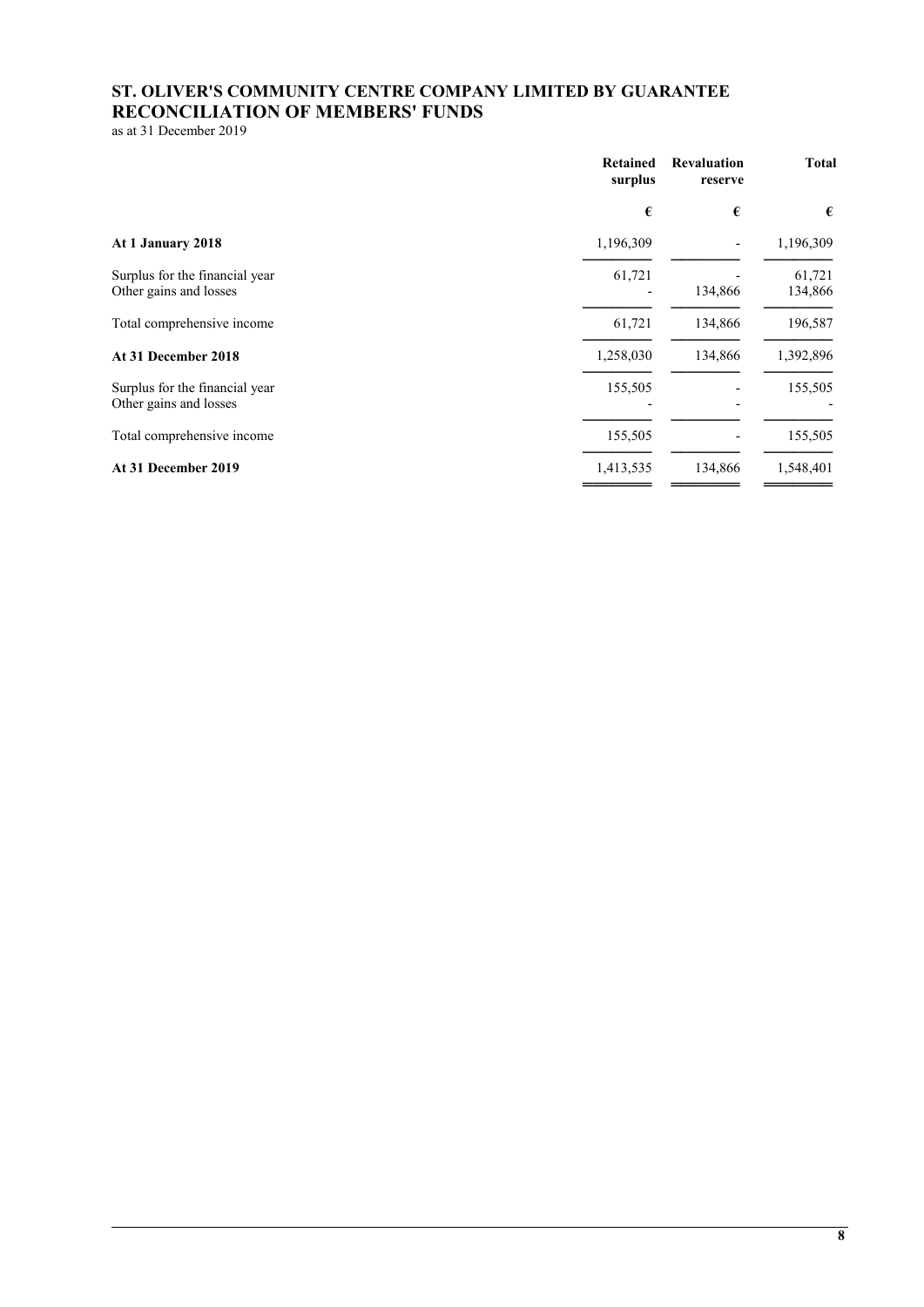# ST. OLIVER'S COMMUNITY CENTRE COMPANY LIMITED BY GUARANTEE
# RECONCILIATION OF MEMBERS' FUNDS

as at 31 December 2019

| | Retained surplus | Revaluation reserve | Total |
|---|---|---|---|
| | € | € | € |
| **At 1 January 2018** | 1,196,309 | - | 1,196,309 |
| Surplus for the financial year | 61,721 | - | 61,721 |
| Other gains and losses | - | 134,866 | 134,866 |
| Total comprehensive income | 61,721 | 134,866 | 196,587 |
| **At 31 December 2018** | 1,258,030 | 134,866 | 1,392,896 |
| Surplus for the financial year | 155,505 | - | 155,505 |
| Other gains and losses | - | - | - |
| Total comprehensive income | 155,505 | - | 155,505 |
| **At 31 December 2019** | 1,413,535 | 134,866 | 1,548,401 |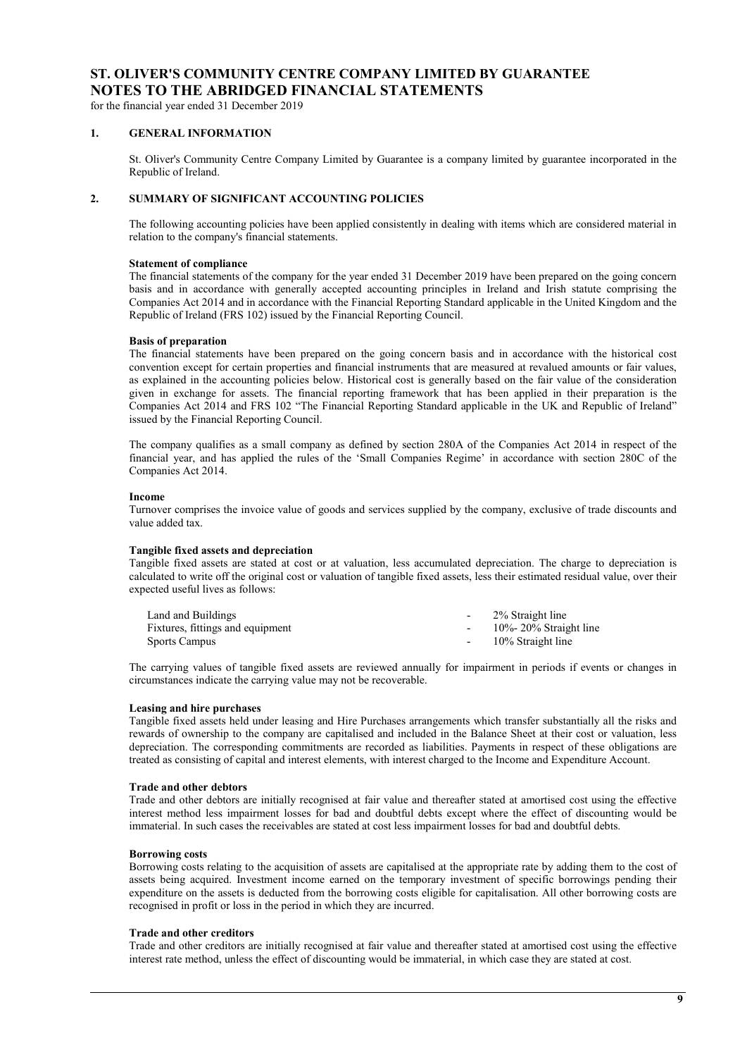# ST. OLIVER'S COMMUNITY CENTRE COMPANY LIMITED BY GUARANTEE
# NOTES TO THE ABRIDGED FINANCIAL STATEMENTS

for the financial year ended 31 December 2019

## 1. GENERAL INFORMATION

St. Oliver's Community Centre Company Limited by Guarantee is a company limited by guarantee incorporated in the Republic of Ireland.

## 2. SUMMARY OF SIGNIFICANT ACCOUNTING POLICIES

The following accounting policies have been applied consistently in dealing with items which are considered material in relation to the company's financial statements.

**Statement of compliance**
The financial statements of the company for the year ended 31 December 2019 have been prepared on the going concern basis and in accordance with generally accepted accounting principles in Ireland and Irish statute comprising the Companies Act 2014 and in accordance with the Financial Reporting Standard applicable in the United Kingdom and the Republic of Ireland (FRS 102) issued by the Financial Reporting Council.

**Basis of preparation**
The financial statements have been prepared on the going concern basis and in accordance with the historical cost convention except for certain properties and financial instruments that are measured at revalued amounts or fair values, as explained in the accounting policies below. Historical cost is generally based on the fair value of the consideration given in exchange for assets. The financial reporting framework that has been applied in their preparation is the Companies Act 2014 and FRS 102 "The Financial Reporting Standard applicable in the UK and Republic of Ireland" issued by the Financial Reporting Council.

The company qualifies as a small company as defined by section 280A of the Companies Act 2014 in respect of the financial year, and has applied the rules of the 'Small Companies Regime' in accordance with section 280C of the Companies Act 2014.

**Income**
Turnover comprises the invoice value of goods and services supplied by the company, exclusive of trade discounts and value added tax.

**Tangible fixed assets and depreciation**
Tangible fixed assets are stated at cost or at valuation, less accumulated depreciation. The charge to depreciation is calculated to write off the original cost or valuation of tangible fixed assets, less their estimated residual value, over their expected useful lives as follows:

| | | |
|---|---|---|
| Land and Buildings | - | 2% Straight line |
| Fixtures, fittings and equipment | - | 10%- 20% Straight line |
| Sports Campus | - | 10% Straight line |

The carrying values of tangible fixed assets are reviewed annually for impairment in periods if events or changes in circumstances indicate the carrying value may not be recoverable.

**Leasing and hire purchases**
Tangible fixed assets held under leasing and Hire Purchases arrangements which transfer substantially all the risks and rewards of ownership to the company are capitalised and included in the Balance Sheet at their cost or valuation, less depreciation. The corresponding commitments are recorded as liabilities. Payments in respect of these obligations are treated as consisting of capital and interest elements, with interest charged to the Income and Expenditure Account.

**Trade and other debtors**
Trade and other debtors are initially recognised at fair value and thereafter stated at amortised cost using the effective interest method less impairment losses for bad and doubtful debts except where the effect of discounting would be immaterial. In such cases the receivables are stated at cost less impairment losses for bad and doubtful debts.

**Borrowing costs**
Borrowing costs relating to the acquisition of assets are capitalised at the appropriate rate by adding them to the cost of assets being acquired. Investment income earned on the temporary investment of specific borrowings pending their expenditure on the assets is deducted from the borrowing costs eligible for capitalisation. All other borrowing costs are recognised in profit or loss in the period in which they are incurred.

**Trade and other creditors**
Trade and other creditors are initially recognised at fair value and thereafter stated at amortised cost using the effective interest rate method, unless the effect of discounting would be immaterial, in which case they are stated at cost.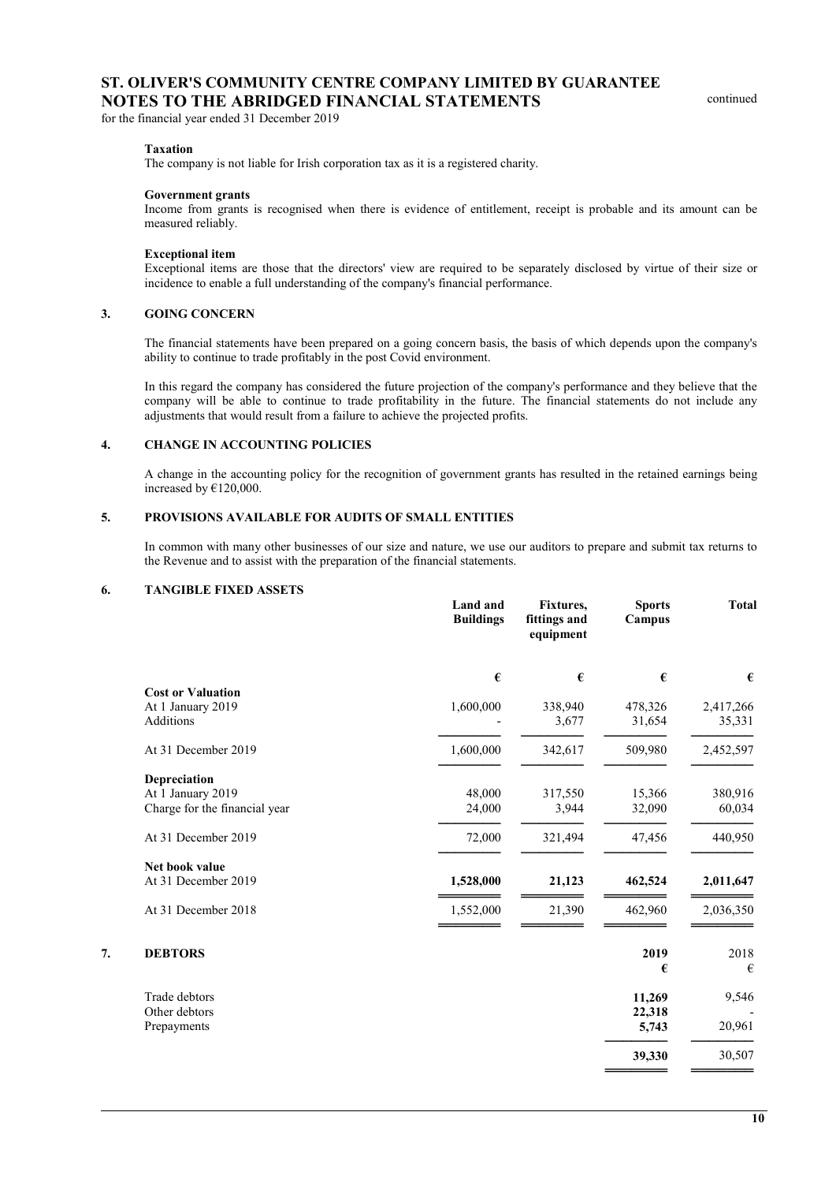# ST. OLIVER'S COMMUNITY CENTRE COMPANY LIMITED BY GUARANTEE
# NOTES TO THE ABRIDGED FINANCIAL STATEMENTS

continued

for the financial year ended 31 December 2019

**Taxation**
The company is not liable for Irish corporation tax as it is a registered charity.

**Government grants**
Income from grants is recognised when there is evidence of entitlement, receipt is probable and its amount can be measured reliably.

**Exceptional item**
Exceptional items are those that the directors' view are required to be separately disclosed by virtue of their size or incidence to enable a full understanding of the company's financial performance.

## 3. GOING CONCERN

The financial statements have been prepared on a going concern basis, the basis of which depends upon the company's ability to continue to trade profitably in the post Covid environment.

In this regard the company has considered the future projection of the company's performance and they believe that the company will be able to continue to trade profitability in the future. The financial statements do not include any adjustments that would result from a failure to achieve the projected profits.

## 4. CHANGE IN ACCOUNTING POLICIES

A change in the accounting policy for the recognition of government grants has resulted in the retained earnings being increased by €120,000.

## 5. PROVISIONS AVAILABLE FOR AUDITS OF SMALL ENTITIES

In common with many other businesses of our size and nature, we use our auditors to prepare and submit tax returns to the Revenue and to assist with the preparation of the financial statements.

## 6. TANGIBLE FIXED ASSETS

| | Land and Buildings | Fixtures, fittings and equipment | Sports Campus | Total |
|---|---|---|---|---|
| | € | € | € | € |
| **Cost or Valuation** | | | | |
| At 1 January 2019 | 1,600,000 | 338,940 | 478,326 | 2,417,266 |
| Additions | - | 3,677 | 31,654 | 35,331 |
| At 31 December 2019 | 1,600,000 | 342,617 | 509,980 | 2,452,597 |
| **Depreciation** | | | | |
| At 1 January 2019 | 48,000 | 317,550 | 15,366 | 380,916 |
| Charge for the financial year | 24,000 | 3,944 | 32,090 | 60,034 |
| At 31 December 2019 | 72,000 | 321,494 | 47,456 | 440,950 |
| **Net book value** | | | | |
| At 31 December 2019 | **1,528,000** | **21,123** | **462,524** | **2,011,647** |
| At 31 December 2018 | 1,552,000 | 21,390 | 462,960 | 2,036,350 |

## 7. DEBTORS

| | 2019 | 2018 |
|---|---|---|
| | € | € |
| Trade debtors | **11,269** | 9,546 |
| Other debtors | **22,318** | - |
| Prepayments | **5,743** | 20,961 |
| | **39,330** | 30,507 |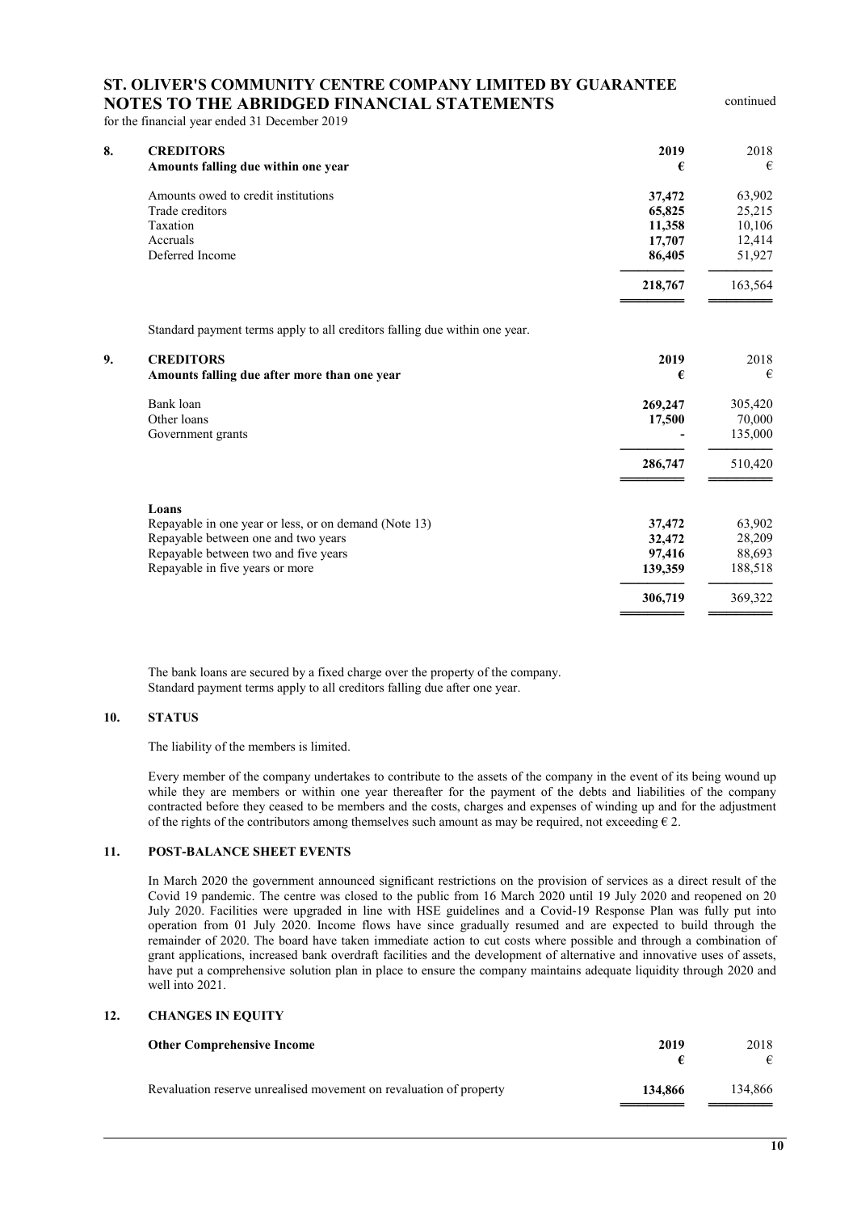# ST. OLIVER'S COMMUNITY CENTRE COMPANY LIMITED BY GUARANTEE
## NOTES TO THE ABRIDGED FINANCIAL STATEMENTS

continued

for the financial year ended 31 December 2019

### 8. CREDITORS

| Amounts falling due within one year | 2019 € | 2018 € |
|---|---|---|
| Amounts owed to credit institutions | **37,472** | 63,902 |
| Trade creditors | **65,825** | 25,215 |
| Taxation | **11,358** | 10,106 |
| Accruals | **17,707** | 12,414 |
| Deferred Income | **86,405** | 51,927 |
| | **218,767** | 163,564 |

Standard payment terms apply to all creditors falling due within one year.

### 9. CREDITORS

| Amounts falling due after more than one year | 2019 € | 2018 € |
|---|---|---|
| Bank loan | **269,247** | 305,420 |
| Other loans | **17,500** | 70,000 |
| Government grants | **-** | 135,000 |
| | **286,747** | 510,420 |

| Loans | 2019 € | 2018 € |
|---|---|---|
| Repayable in one year or less, or on demand (Note 13) | **37,472** | 63,902 |
| Repayable between one and two years | **32,472** | 28,209 |
| Repayable between two and five years | **97,416** | 88,693 |
| Repayable in five years or more | **139,359** | 188,518 |
| | **306,719** | 369,322 |

The bank loans are secured by a fixed charge over the property of the company.
Standard payment terms apply to all creditors falling due after one year.

### 10. STATUS

The liability of the members is limited.

Every member of the company undertakes to contribute to the assets of the company in the event of its being wound up while they are members or within one year thereafter for the payment of the debts and liabilities of the company contracted before they ceased to be members and the costs, charges and expenses of winding up and for the adjustment of the rights of the contributors among themselves such amount as may be required, not exceeding € 2.

### 11. POST-BALANCE SHEET EVENTS

In March 2020 the government announced significant restrictions on the provision of services as a direct result of the Covid 19 pandemic. The centre was closed to the public from 16 March 2020 until 19 July 2020 and reopened on 20 July 2020. Facilities were upgraded in line with HSE guidelines and a Covid-19 Response Plan was fully put into operation from 01 July 2020. Income flows have since gradually resumed and are expected to build through the remainder of 2020. The board have taken immediate action to cut costs where possible and through a combination of grant applications, increased bank overdraft facilities and the development of alternative and innovative uses of assets, have put a comprehensive solution plan in place to ensure the company maintains adequate liquidity through 2020 and well into 2021.

### 12. CHANGES IN EQUITY

| Other Comprehensive Income | 2019 € | 2018 € |
|---|---|---|
| Revaluation reserve unrealised movement on revaluation of property | **134,866** | 134,866 |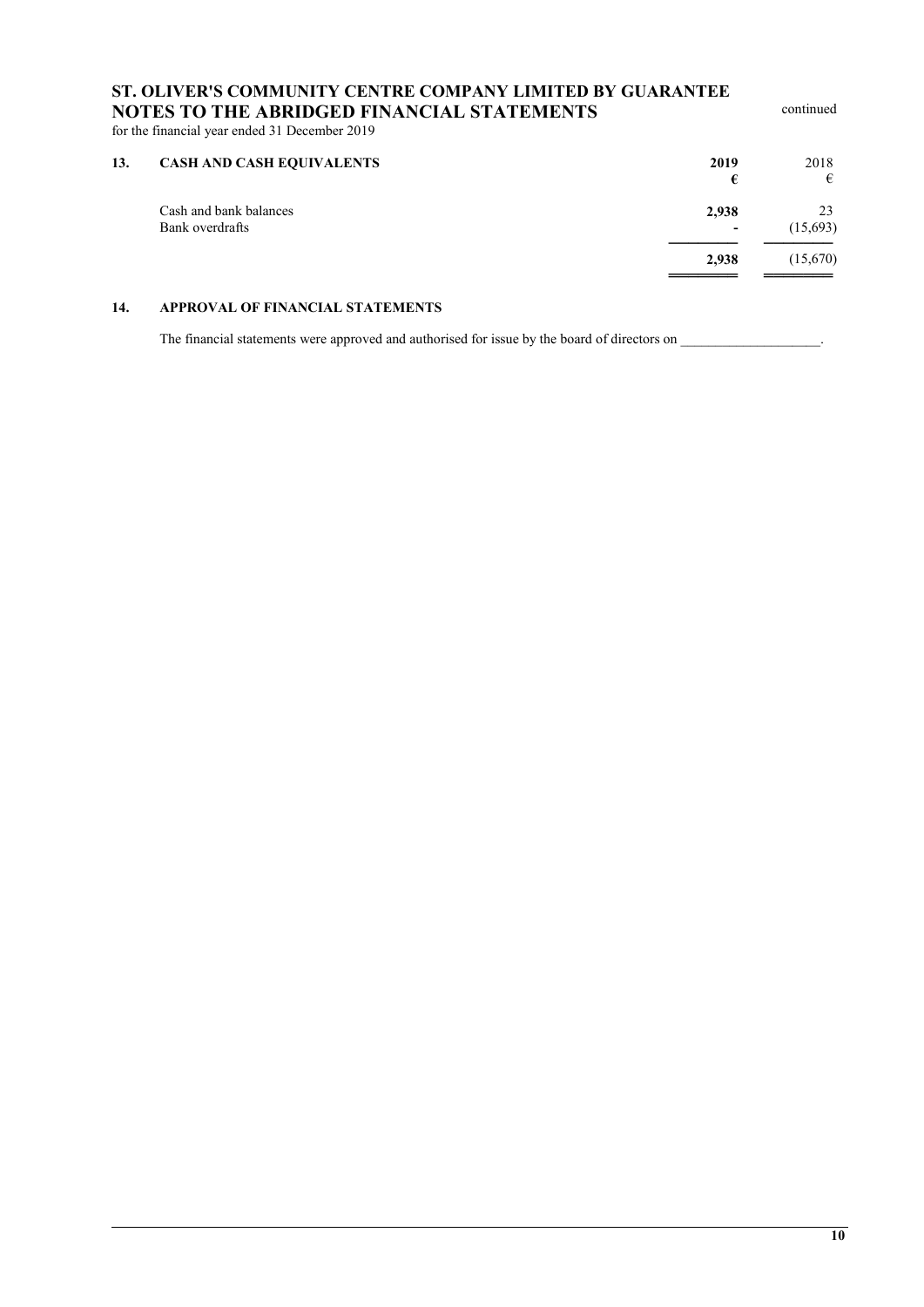# ST. OLIVER'S COMMUNITY CENTRE COMPANY LIMITED BY GUARANTEE
## NOTES TO THE ABRIDGED FINANCIAL STATEMENTS

continued

for the financial year ended 31 December 2019

### 13. CASH AND CASH EQUIVALENTS

| | 2019 € | 2018 € |
|---|---|---|
| Cash and bank balances | 2,938 | 23 |
| Bank overdrafts | - | (15,693) |
| | 2,938 | (15,670) |

### 14. APPROVAL OF FINANCIAL STATEMENTS

The financial statements were approved and authorised for issue by the board of directors on ____________________.